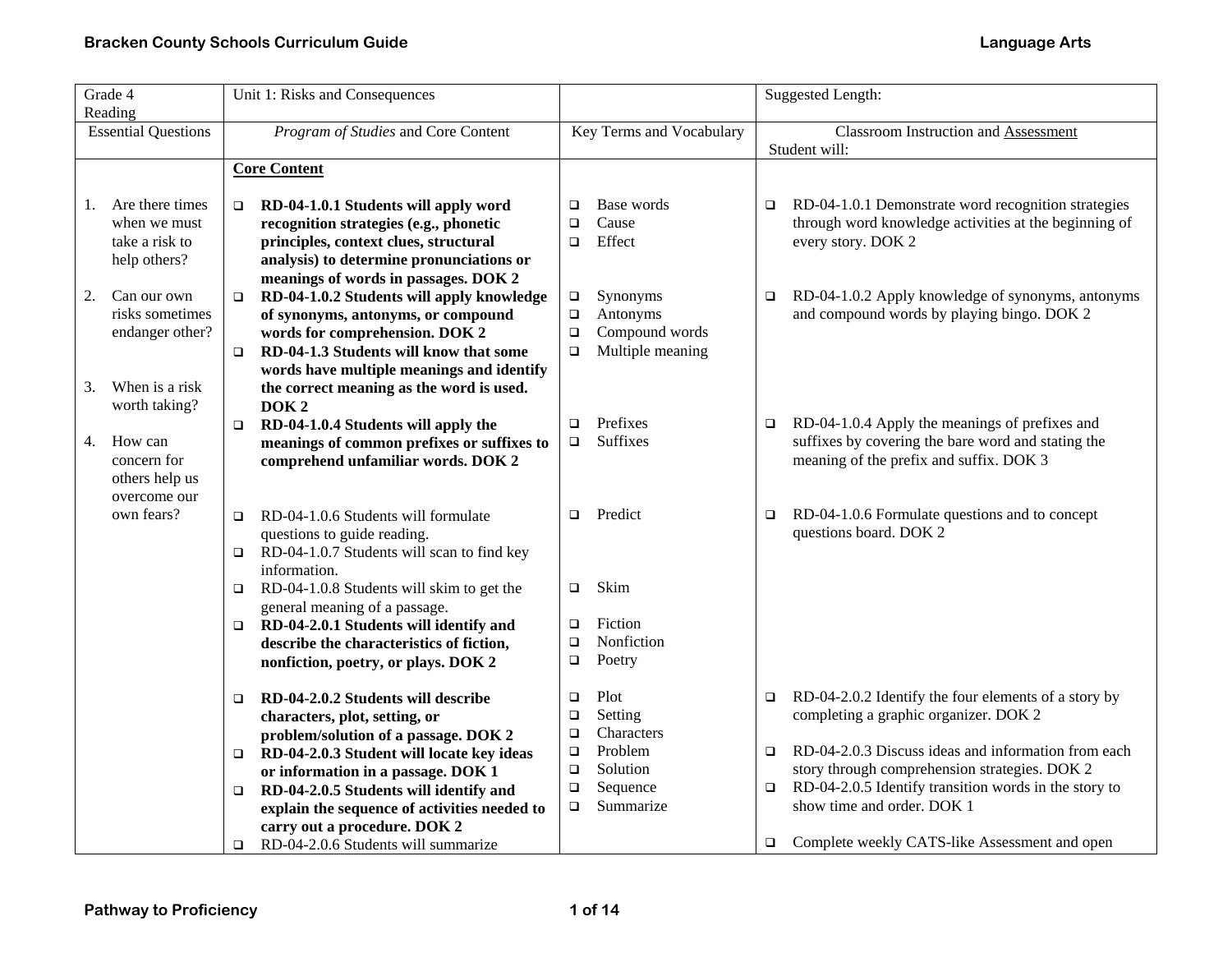| Grade 4 Reading | Unit 1: Risks and Consequences | | Suggested Length: |
|---|---|---|---|
| Essential Questions | *Program of Studies* and Core Content | Key Terms and Vocabulary | Classroom Instruction and Assessment<br>Student will: |
| 1. Are there times when we must take a risk to help others?<br><br>2. Can our own risks sometimes endanger other?<br><br>3. When is a risk worth taking?<br><br>4. How can concern for others help us overcome our own fears? | **Core Content**<br><br>❑ **RD-04-1.0.1 Students will apply word recognition strategies (e.g., phonetic principles, context clues, structural analysis) to determine pronunciations or meanings of words in passages. DOK 2**<br>❑ **RD-04-1.0.2 Students will apply knowledge of synonyms, antonyms, or compound words for comprehension. DOK 2**<br>❑ **RD-04-1.3 Students will know that some words have multiple meanings and identify the correct meaning as the word is used. DOK 2**<br>❑ **RD-04-1.0.4 Students will apply the meanings of common prefixes or suffixes to comprehend unfamiliar words. DOK 2**<br><br>❑ RD-04-1.0.6 Students will formulate questions to guide reading.<br>❑ RD-04-1.0.7 Students will scan to find key information.<br>❑ RD-04-1.0.8 Students will skim to get the general meaning of a passage.<br>❑ **RD-04-2.0.1 Students will identify and describe the characteristics of fiction, nonfiction, poetry, or plays. DOK 2**<br><br>❑ **RD-04-2.0.2 Students will describe characters, plot, setting, or problem/solution of a passage. DOK 2**<br>❑ **RD-04-2.0.3 Student will locate key ideas or information in a passage. DOK 1**<br>❑ **RD-04-2.0.5 Students will identify and explain the sequence of activities needed to carry out a procedure. DOK 2**<br>❑ RD-04-2.0.6 Students will summarize | ❑ Base words<br>❑ Cause<br>❑ Effect<br><br>❑ Synonyms<br>❑ Antonyms<br>❑ Compound words<br>❑ Multiple meaning<br><br>❑ Prefixes<br>❑ Suffixes<br><br>❑ Predict<br><br>❑ Skim<br><br>❑ Fiction<br>❑ Nonfiction<br>❑ Poetry<br><br>❑ Plot<br>❑ Setting<br>❑ Characters<br>❑ Problem<br>❑ Solution<br>❑ Sequence<br>❑ Summarize | ❑ RD-04-1.0.1 Demonstrate word recognition strategies through word knowledge activities at the beginning of every story. DOK 2<br><br>❑ RD-04-1.0.2 Apply knowledge of synonyms, antonyms and compound words by playing bingo. DOK 2<br><br>❑ RD-04-1.0.4 Apply the meanings of prefixes and suffixes by covering the bare word and stating the meaning of the prefix and suffix. DOK 3<br><br>❑ RD-04-1.0.6 Formulate questions and to concept questions board. DOK 2<br><br>❑ RD-04-2.0.2 Identify the four elements of a story by completing a graphic organizer. DOK 2<br><br>❑ RD-04-2.0.3 Discuss ideas and information from each story through comprehension strategies. DOK 2<br>❑ RD-04-2.0.5 Identify transition words in the story to show time and order. DOK 1<br><br>❑ Complete weekly CATS-like Assessment and open |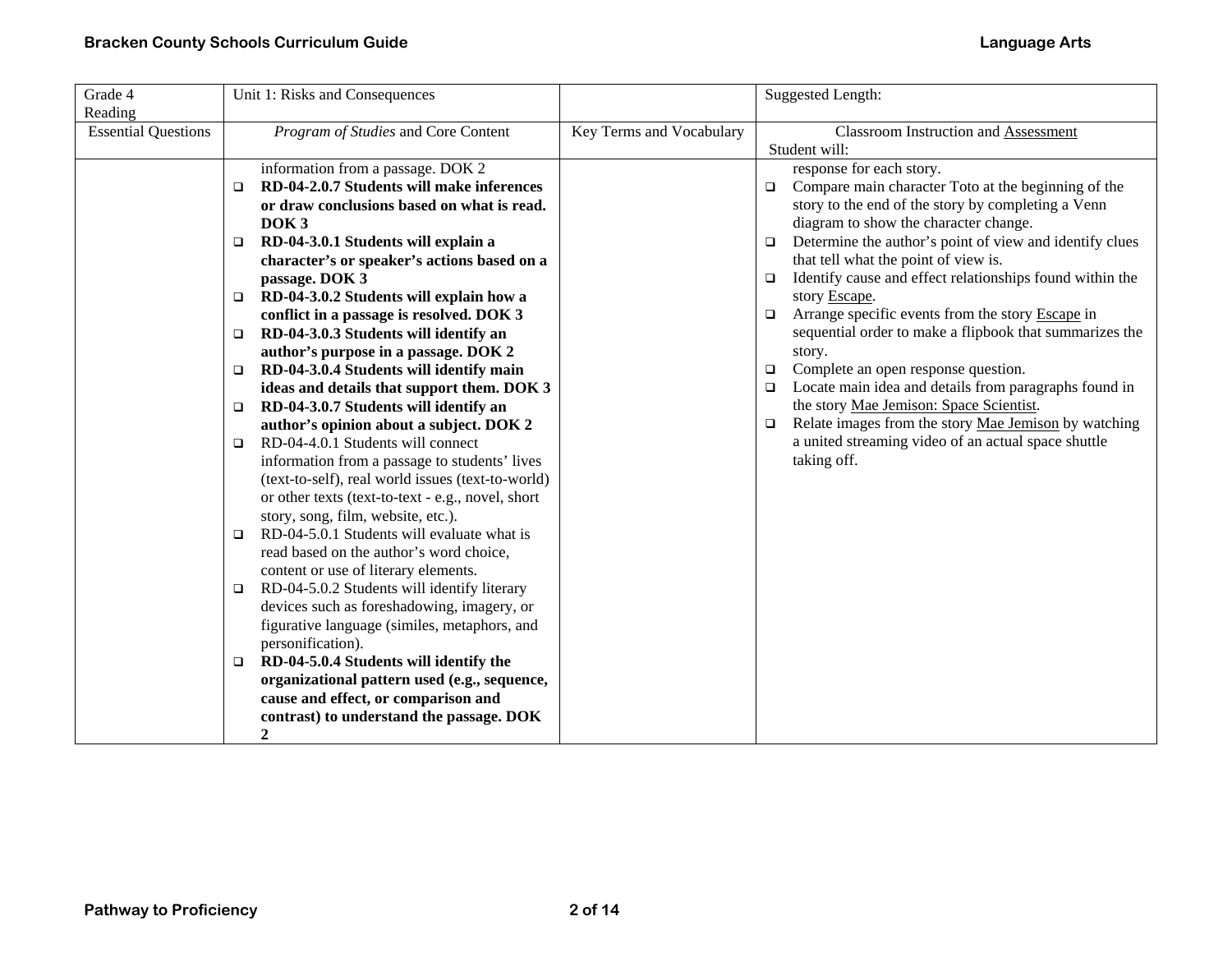| Grade 4<br>Reading | Unit 1: Risks and Consequences | | Suggested Length: |
|---|---|---|---|
| Essential Questions | *Program of Studies* and Core Content | Key Terms and Vocabulary | Classroom Instruction and Assessment<br>Student will: |
| | information from a passage. DOK 2<br>❑ **RD-04-2.0.7 Students will make inferences or draw conclusions based on what is read. DOK 3**<br>❑ **RD-04-3.0.1 Students will explain a character's or speaker's actions based on a passage. DOK 3**<br>❑ **RD-04-3.0.2 Students will explain how a conflict in a passage is resolved. DOK 3**<br>❑ **RD-04-3.0.3 Students will identify an author's purpose in a passage. DOK 2**<br>❑ **RD-04-3.0.4 Students will identify main ideas and details that support them. DOK 3**<br>❑ **RD-04-3.0.7 Students will identify an author's opinion about a subject. DOK 2**<br>❑ RD-04-4.0.1 Students will connect information from a passage to students' lives (text-to-self), real world issues (text-to-world) or other texts (text-to-text - e.g., novel, short story, song, film, website, etc.).<br>❑ RD-04-5.0.1 Students will evaluate what is read based on the author's word choice, content or use of literary elements.<br>❑ RD-04-5.0.2 Students will identify literary devices such as foreshadowing, imagery, or figurative language (similes, metaphors, and personification).<br>❑ **RD-04-5.0.4 Students will identify the organizational pattern used (e.g., sequence, cause and effect, or comparison and contrast) to understand the passage. DOK 2** | | response for each story.<br>❑ Compare main character Toto at the beginning of the story to the end of the story by completing a Venn diagram to show the character change.<br>❑ Determine the author's point of view and identify clues that tell what the point of view is.<br>❑ Identify cause and effect relationships found within the story <u>Escape</u>.<br>❑ Arrange specific events from the story <u>Escape</u> in sequential order to make a flipbook that summarizes the story.<br>❑ Complete an open response question.<br>❑ Locate main idea and details from paragraphs found in the story <u>Mae Jemison: Space Scientist</u>.<br>❑ Relate images from the story <u>Mae Jemison</u> by watching a united streaming video of an actual space shuttle taking off. |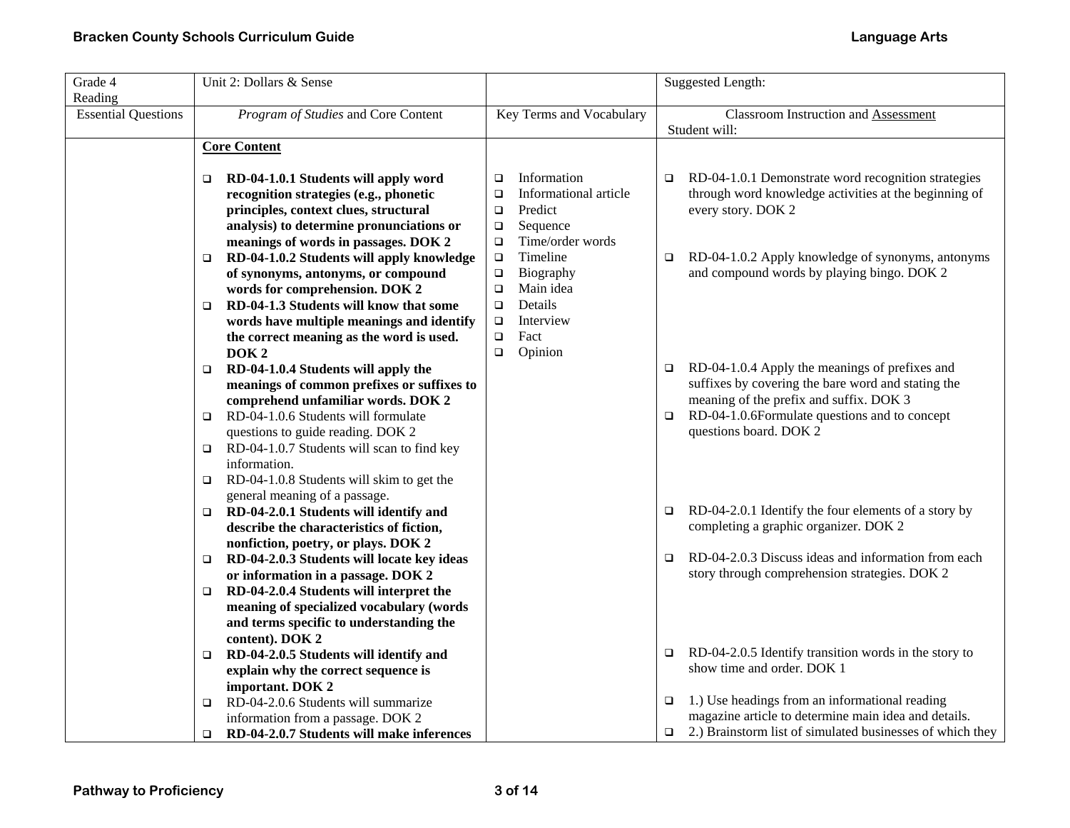| Grade 4<br>Reading | Unit 2: Dollars & Sense | | Suggested Length: |
|---|---|---|---|
| Essential Questions | *Program of Studies* and Core Content | Key Terms and Vocabulary | Classroom Instruction and Assessment<br>Student will: |
| | **Core Content**<br><br>❑ **RD-04-1.0.1 Students will apply word recognition strategies (e.g., phonetic principles, context clues, structural analysis) to determine pronunciations or meanings of words in passages. DOK 2**<br>❑ **RD-04-1.0.2 Students will apply knowledge of synonyms, antonyms, or compound words for comprehension. DOK 2**<br>❑ **RD-04-1.3 Students will know that some words have multiple meanings and identify the correct meaning as the word is used. DOK 2**<br>❑ **RD-04-1.0.4 Students will apply the meanings of common prefixes or suffixes to comprehend unfamiliar words. DOK 2**<br>❑ RD-04-1.0.6 Students will formulate questions to guide reading. DOK 2<br>❑ RD-04-1.0.7 Students will scan to find key information.<br>❑ RD-04-1.0.8 Students will skim to get the general meaning of a passage.<br>❑ **RD-04-2.0.1 Students will identify and describe the characteristics of fiction, nonfiction, poetry, or plays. DOK 2**<br>❑ **RD-04-2.0.3 Students will locate key ideas or information in a passage. DOK 2**<br>❑ **RD-04-2.0.4 Students will interpret the meaning of specialized vocabulary (words and terms specific to understanding the content). DOK 2**<br>❑ **RD-04-2.0.5 Students will identify and explain why the correct sequence is important. DOK 2**<br>❑ RD-04-2.0.6 Students will summarize information from a passage. DOK 2<br>❑ **RD-04-2.0.7 Students will make inferences** | ❑ Information<br>❑ Informational article<br>❑ Predict<br>❑ Sequence<br>❑ Time/order words<br>❑ Timeline<br>❑ Biography<br>❑ Main idea<br>❑ Details<br>❑ Interview<br>❑ Fact<br>❑ Opinion | ❑ RD-04-1.0.1 Demonstrate word recognition strategies through word knowledge activities at the beginning of every story. DOK 2<br><br>❑ RD-04-1.0.2 Apply knowledge of synonyms, antonyms and compound words by playing bingo. DOK 2<br><br>❑ RD-04-1.0.4 Apply the meanings of prefixes and suffixes by covering the bare word and stating the meaning of the prefix and suffix. DOK 3<br>❑ RD-04-1.0.6Formulate questions and to concept questions board. DOK 2<br><br>❑ RD-04-2.0.1 Identify the four elements of a story by completing a graphic organizer. DOK 2<br><br>❑ RD-04-2.0.3 Discuss ideas and information from each story through comprehension strategies. DOK 2<br><br>❑ RD-04-2.0.5 Identify transition words in the story to show time and order. DOK 1<br><br>❑ 1.) Use headings from an informational reading magazine article to determine main idea and details.<br>❑ 2.) Brainstorm list of simulated businesses of which they |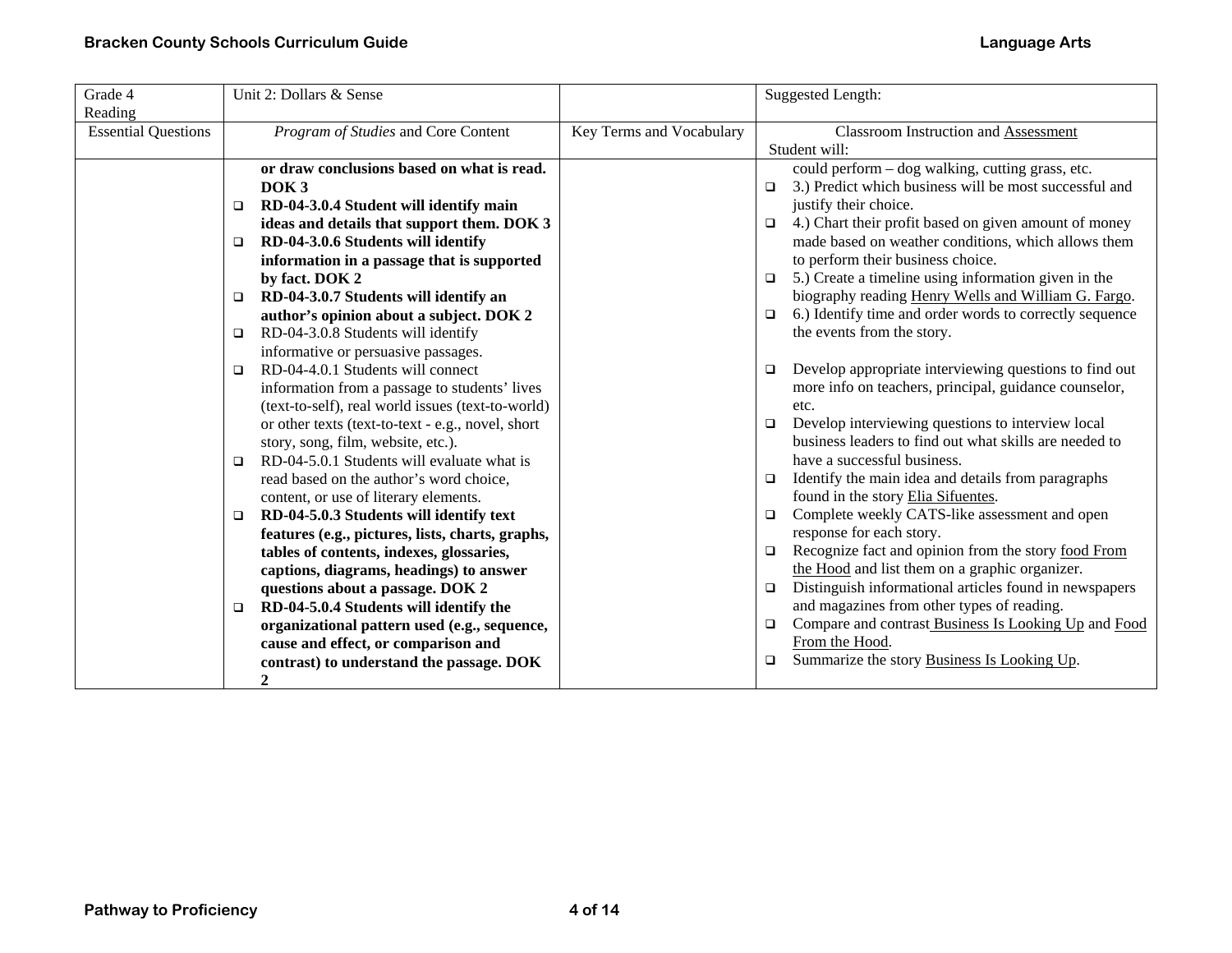| Grade 4 Reading | Unit 2: Dollars & Sense | | Suggested Length: |
|---|---|---|---|
| Essential Questions | *Program of Studies* and Core Content | Key Terms and Vocabulary | Classroom Instruction and Assessment<br>Student will: |
| | **or draw conclusions based on what is read. DOK 3**<br>❑ **RD-04-3.0.4 Student will identify main ideas and details that support them. DOK 3**<br>❑ **RD-04-3.0.6 Students will identify information in a passage that is supported by fact. DOK 2**<br>❑ **RD-04-3.0.7 Students will identify an author's opinion about a subject. DOK 2**<br>❑ RD-04-3.0.8 Students will identify informative or persuasive passages.<br>❑ RD-04-4.0.1 Students will connect information from a passage to students' lives (text-to-self), real world issues (text-to-world) or other texts (text-to-text - e.g., novel, short story, song, film, website, etc.).<br>❑ RD-04-5.0.1 Students will evaluate what is read based on the author's word choice, content, or use of literary elements.<br>❑ **RD-04-5.0.3 Students will identify text features (e.g., pictures, lists, charts, graphs, tables of contents, indexes, glossaries, captions, diagrams, headings) to answer questions about a passage. DOK 2**<br>❑ **RD-04-5.0.4 Students will identify the organizational pattern used (e.g., sequence, cause and effect, or comparison and contrast) to understand the passage. DOK 2** | | could perform – dog walking, cutting grass, etc.<br>❑ 3.) Predict which business will be most successful and justify their choice.<br>❑ 4.) Chart their profit based on given amount of money made based on weather conditions, which allows them to perform their business choice.<br>❑ 5.) Create a timeline using information given in the biography reading Henry Wells and William G. Fargo.<br>❑ 6.) Identify time and order words to correctly sequence the events from the story.<br><br>❑ Develop appropriate interviewing questions to find out more info on teachers, principal, guidance counselor, etc.<br>❑ Develop interviewing questions to interview local business leaders to find out what skills are needed to have a successful business.<br>❑ Identify the main idea and details from paragraphs found in the story Elia Sifuentes.<br>❑ Complete weekly CATS-like assessment and open response for each story.<br>❑ Recognize fact and opinion from the story food From the Hood and list them on a graphic organizer.<br>❑ Distinguish informational articles found in newspapers and magazines from other types of reading.<br>❑ Compare and contrast Business Is Looking Up and Food From the Hood.<br>❑ Summarize the story Business Is Looking Up. |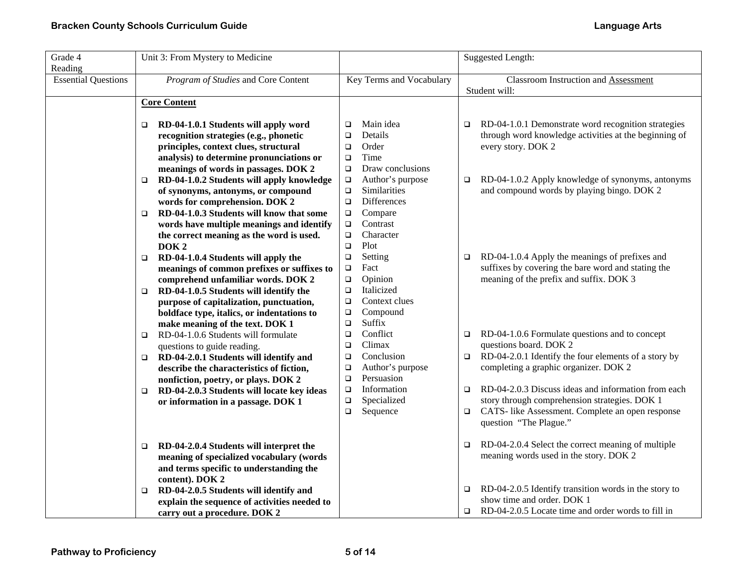| Grade 4 Reading | Unit 3: From Mystery to Medicine | | Suggested Length: |
|---|---|---|---|
| Essential Questions | *Program of Studies* and Core Content | Key Terms and Vocabulary | Classroom Instruction and Assessment<br>Student will: |
| | **Core Content**<br><br>❑ **RD-04-1.0.1 Students will apply word recognition strategies (e.g., phonetic principles, context clues, structural analysis) to determine pronunciations or meanings of words in passages. DOK 2**<br>❑ **RD-04-1.0.2 Students will apply knowledge of synonyms, antonyms, or compound words for comprehension. DOK 2**<br>❑ **RD-04-1.0.3 Students will know that some words have multiple meanings and identify the correct meaning as the word is used. DOK 2**<br>❑ **RD-04-1.0.4 Students will apply the meanings of common prefixes or suffixes to comprehend unfamiliar words. DOK 2**<br>❑ **RD-04-1.0.5 Students will identify the purpose of capitalization, punctuation, boldface type, italics, or indentations to make meaning of the text. DOK 1**<br>❑ RD-04-1.0.6 Students will formulate questions to guide reading.<br>❑ **RD-04-2.0.1 Students will identify and describe the characteristics of fiction, nonfiction, poetry, or plays. DOK 2**<br>❑ **RD-04-2.0.3 Students will locate key ideas or information in a passage. DOK 1**<br><br>❑ **RD-04-2.0.4 Students will interpret the meaning of specialized vocabulary (words and terms specific to understanding the content). DOK 2**<br>❑ **RD-04-2.0.5 Students will identify and explain the sequence of activities needed to carry out a procedure. DOK 2** | ❑ Main idea<br>❑ Details<br>❑ Order<br>❑ Time<br>❑ Draw conclusions<br>❑ Author's purpose<br>❑ Similarities<br>❑ Differences<br>❑ Compare<br>❑ Contrast<br>❑ Character<br>❑ Plot<br>❑ Setting<br>❑ Fact<br>❑ Opinion<br>❑ Italicized<br>❑ Context clues<br>❑ Compound<br>❑ Suffix<br>❑ Conflict<br>❑ Climax<br>❑ Conclusion<br>❑ Author's purpose<br>❑ Persuasion<br>❑ Information<br>❑ Specialized<br>❑ Sequence | ❑ RD-04-1.0.1 Demonstrate word recognition strategies through word knowledge activities at the beginning of every story. DOK 2<br><br>❑ RD-04-1.0.2 Apply knowledge of synonyms, antonyms and compound words by playing bingo. DOK 2<br><br>❑ RD-04-1.0.4 Apply the meanings of prefixes and suffixes by covering the bare word and stating the meaning of the prefix and suffix. DOK 3<br><br>❑ RD-04-1.0.6 Formulate questions and to concept questions board. DOK 2<br>❑ RD-04-2.0.1 Identify the four elements of a story by completing a graphic organizer. DOK 2<br>❑ RD-04-2.0.3 Discuss ideas and information from each story through comprehension strategies. DOK 1<br>❑ CATS- like Assessment. Complete an open response question "The Plague."<br><br>❑ RD-04-2.0.4 Select the correct meaning of multiple meaning words used in the story. DOK 2<br><br>❑ RD-04-2.0.5 Identify transition words in the story to show time and order. DOK 1<br>❑ RD-04-2.0.5 Locate time and order words to fill in |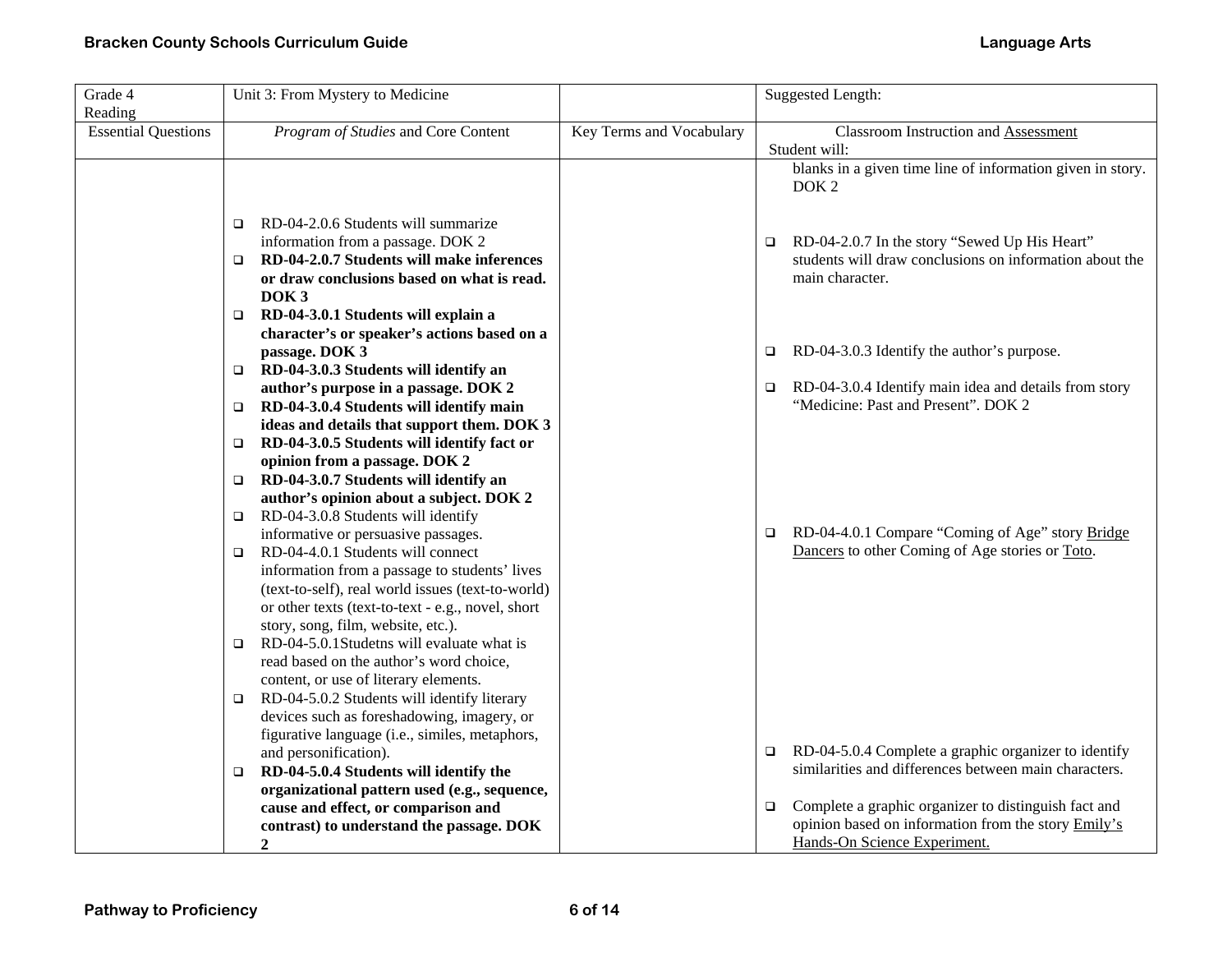| Grade 4 Reading | Unit 3: From Mystery to Medicine | | Suggested Length: |
|---|---|---|---|
| Essential Questions | *Program of Studies* and Core Content | Key Terms and Vocabulary | Classroom Instruction and Assessment<br>Student will: |
| | ❑ RD-04-2.0.6 Students will summarize information from a passage. DOK 2<br>❑ **RD-04-2.0.7 Students will make inferences or draw conclusions based on what is read. DOK 3**<br>❑ **RD-04-3.0.1 Students will explain a character's or speaker's actions based on a passage. DOK 3**<br>❑ **RD-04-3.0.3 Students will identify an author's purpose in a passage. DOK 2**<br>❑ **RD-04-3.0.4 Students will identify main ideas and details that support them. DOK 3**<br>❑ **RD-04-3.0.5 Students will identify fact or opinion from a passage. DOK 2**<br>❑ **RD-04-3.0.7 Students will identify an author's opinion about a subject. DOK 2**<br>❑ RD-04-3.0.8 Students will identify informative or persuasive passages.<br>❑ RD-04-4.0.1 Students will connect information from a passage to students' lives (text-to-self), real world issues (text-to-world) or other texts (text-to-text - e.g., novel, short story, song, film, website, etc.).<br>❑ RD-04-5.0.1Studetns will evaluate what is read based on the author's word choice, content, or use of literary elements.<br>❑ RD-04-5.0.2 Students will identify literary devices such as foreshadowing, imagery, or figurative language (i.e., similes, metaphors, and personification).<br>❑ **RD-04-5.0.4 Students will identify the organizational pattern used (e.g., sequence, cause and effect, or comparison and contrast) to understand the passage. DOK 2** | | blanks in a given time line of information given in story. DOK 2<br>❑ RD-04-2.0.7 In the story "Sewed Up His Heart" students will draw conclusions on information about the main character.<br>❑ RD-04-3.0.3 Identify the author's purpose.<br>❑ RD-04-3.0.4 Identify main idea and details from story "Medicine: Past and Present". DOK 2<br>❑ RD-04-4.0.1 Compare "Coming of Age" story Bridge Dancers to other Coming of Age stories or Toto.<br>❑ RD-04-5.0.4 Complete a graphic organizer to identify similarities and differences between main characters.<br>❑ Complete a graphic organizer to distinguish fact and opinion based on information from the story Emily's Hands-On Science Experiment. |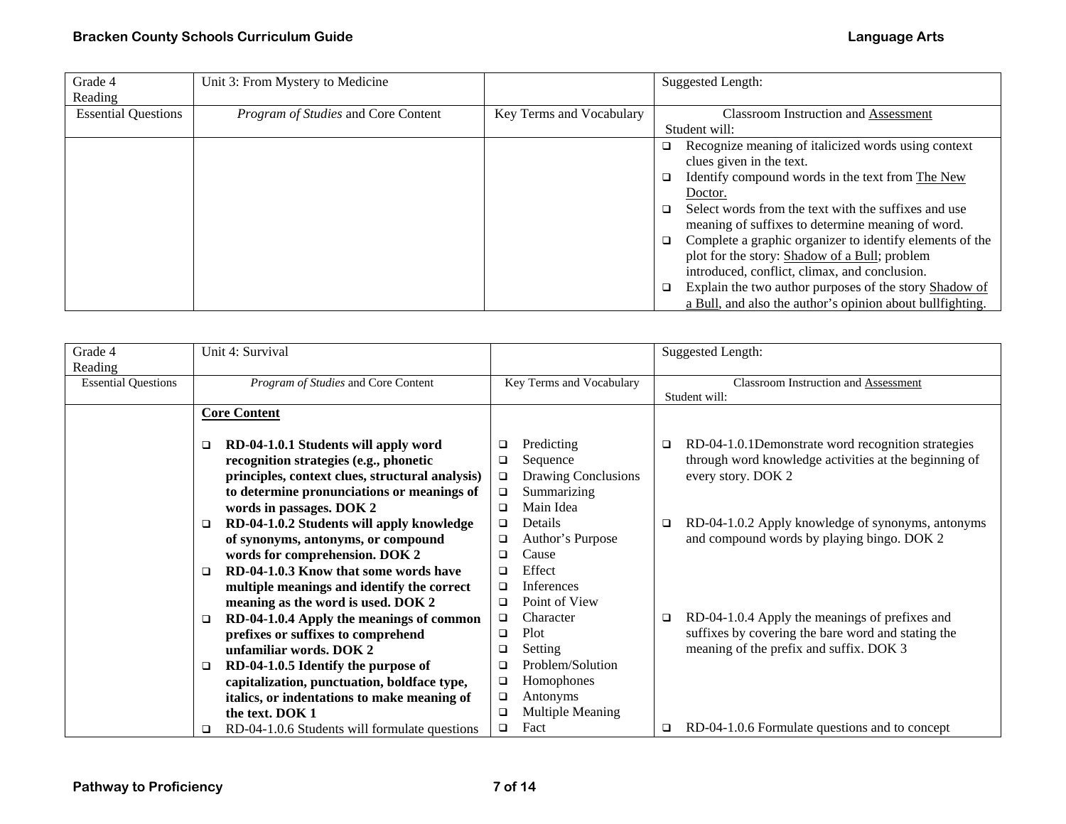| Grade 4 Reading | Unit 3: From Mystery to Medicine | | Suggested Length: |
|---|---|---|---|
| Essential Questions | *Program of Studies* and Core Content | Key Terms and Vocabulary | Classroom Instruction and Assessment<br>Student will: |
| | | | ❑ Recognize meaning of italicized words using context clues given in the text.<br>❑ Identify compound words in the text from The New Doctor.<br>❑ Select words from the text with the suffixes and use meaning of suffixes to determine meaning of word.<br>❑ Complete a graphic organizer to identify elements of the plot for the story: Shadow of a Bull; problem introduced, conflict, climax, and conclusion.<br>❑ Explain the two author purposes of the story Shadow of a Bull, and also the author's opinion about bullfighting. |

| Grade 4 Reading | Unit 4: Survival | | Suggested Length: |
|---|---|---|---|
| Essential Questions | *Program of Studies* and Core Content | Key Terms and Vocabulary | Classroom Instruction and Assessment<br>Student will: |
| | **Core Content**<br><br>❑ **RD-04-1.0.1 Students will apply word recognition strategies (e.g., phonetic principles, context clues, structural analysis) to determine pronunciations or meanings of words in passages. DOK 2**<br>❑ **RD-04-1.0.2 Students will apply knowledge of synonyms, antonyms, or compound words for comprehension. DOK 2**<br>❑ **RD-04-1.0.3 Know that some words have multiple meanings and identify the correct meaning as the word is used. DOK 2**<br>❑ **RD-04-1.0.4 Apply the meanings of common prefixes or suffixes to comprehend unfamiliar words. DOK 2**<br>❑ **RD-04-1.0.5 Identify the purpose of capitalization, punctuation, boldface type, italics, or indentations to make meaning of the text. DOK 1**<br>❑ RD-04-1.0.6 Students will formulate questions | ❑ Predicting<br>❑ Sequence<br>❑ Drawing Conclusions<br>❑ Summarizing<br>❑ Main Idea<br>❑ Details<br>❑ Author's Purpose<br>❑ Cause<br>❑ Effect<br>❑ Inferences<br>❑ Point of View<br>❑ Character<br>❑ Plot<br>❑ Setting<br>❑ Problem/Solution<br>❑ Homophones<br>❑ Antonyms<br>❑ Multiple Meaning<br>❑ Fact | ❑ RD-04-1.0.1Demonstrate word recognition strategies through word knowledge activities at the beginning of every story. DOK 2<br><br>❑ RD-04-1.0.2 Apply knowledge of synonyms, antonyms and compound words by playing bingo. DOK 2<br><br>❑ RD-04-1.0.4 Apply the meanings of prefixes and suffixes by covering the bare word and stating the meaning of the prefix and suffix. DOK 3<br><br>❑ RD-04-1.0.6 Formulate questions and to concept |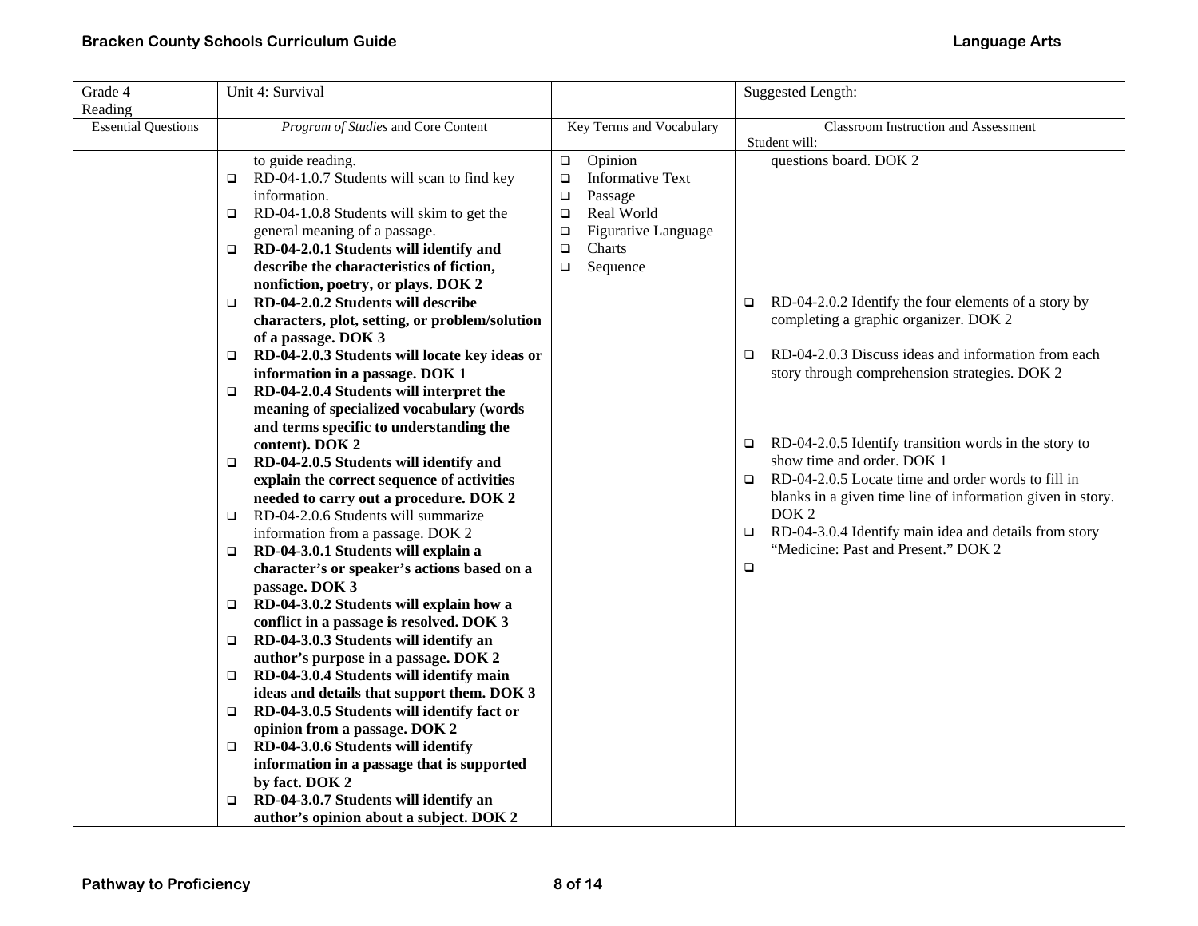| Grade 4<br>Reading | Unit 4: Survival | | Suggested Length: |
|---|---|---|---|
| Essential Questions | *Program of Studies* and Core Content | Key Terms and Vocabulary | Classroom Instruction and Assessment<br>Student will: |
| | to guide reading.<br>❑ RD-04-1.0.7 Students will scan to find key information.<br>❑ RD-04-1.0.8 Students will skim to get the general meaning of a passage.<br>❑ **RD-04-2.0.1 Students will identify and describe the characteristics of fiction, nonfiction, poetry, or plays. DOK 2**<br>❑ **RD-04-2.0.2 Students will describe characters, plot, setting, or problem/solution of a passage. DOK 3**<br>❑ **RD-04-2.0.3 Students will locate key ideas or information in a passage. DOK 1**<br>❑ **RD-04-2.0.4 Students will interpret the meaning of specialized vocabulary (words and terms specific to understanding the content). DOK 2**<br>❑ **RD-04-2.0.5 Students will identify and explain the correct sequence of activities needed to carry out a procedure. DOK 2**<br>❑ RD-04-2.0.6 Students will summarize information from a passage. DOK 2<br>❑ **RD-04-3.0.1 Students will explain a character's or speaker's actions based on a passage. DOK 3**<br>❑ **RD-04-3.0.2 Students will explain how a conflict in a passage is resolved. DOK 3**<br>❑ **RD-04-3.0.3 Students will identify an author's purpose in a passage. DOK 2**<br>❑ **RD-04-3.0.4 Students will identify main ideas and details that support them. DOK 3**<br>❑ **RD-04-3.0.5 Students will identify fact or opinion from a passage. DOK 2**<br>❑ **RD-04-3.0.6 Students will identify information in a passage that is supported by fact. DOK 2**<br>❑ **RD-04-3.0.7 Students will identify an author's opinion about a subject. DOK 2** | ❑ Opinion<br>❑ Informative Text<br>❑ Passage<br>❑ Real World<br>❑ Figurative Language<br>❑ Charts<br>❑ Sequence | questions board. DOK 2<br><br>❑ RD-04-2.0.2 Identify the four elements of a story by completing a graphic organizer. DOK 2<br><br>❑ RD-04-2.0.3 Discuss ideas and information from each story through comprehension strategies. DOK 2<br><br>❑ RD-04-2.0.5 Identify transition words in the story to show time and order. DOK 1<br>❑ RD-04-2.0.5 Locate time and order words to fill in blanks in a given time line of information given in story. DOK 2<br>❑ RD-04-3.0.4 Identify main idea and details from story "Medicine: Past and Present." DOK 2<br>❑ |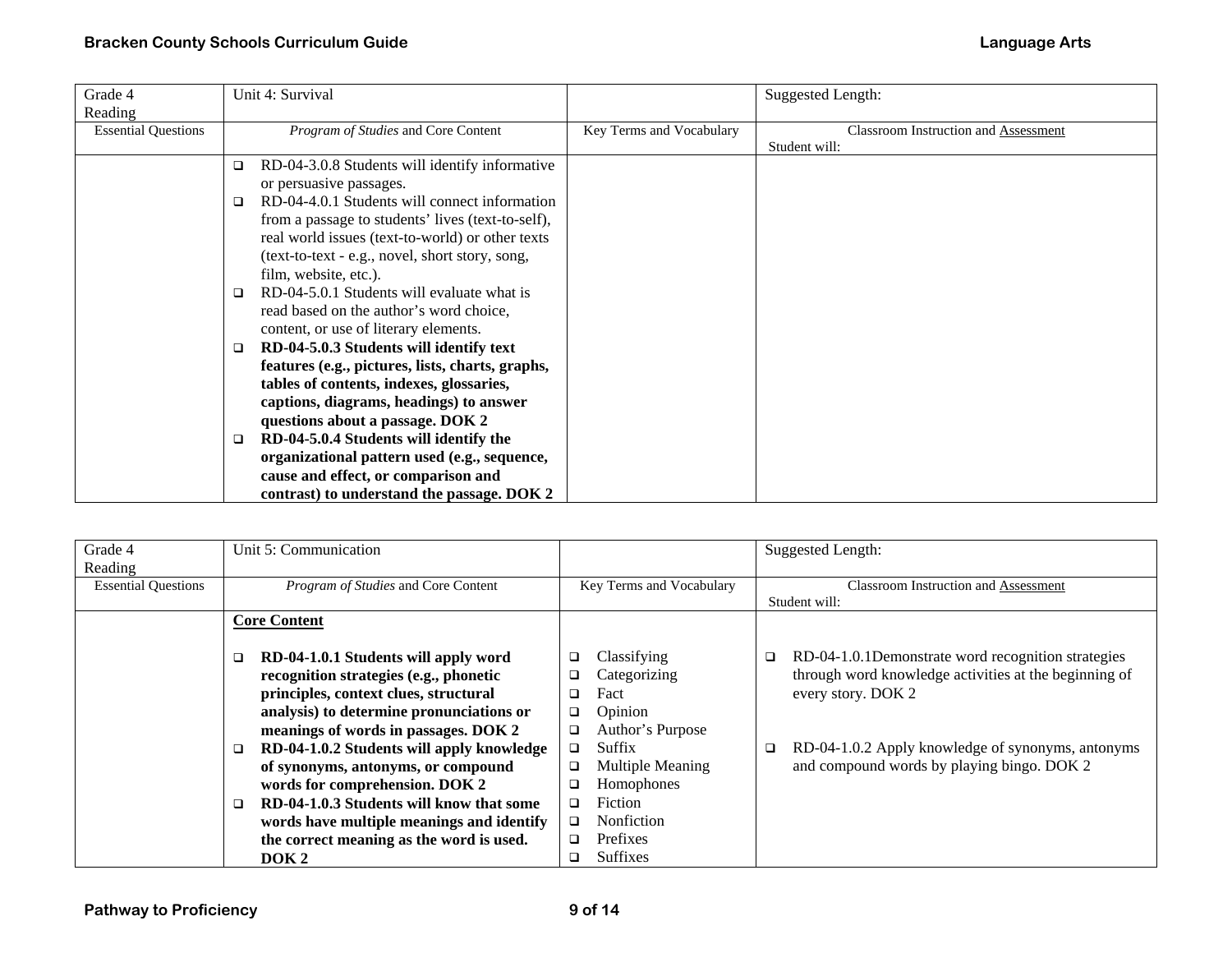| Grade 4 Reading | Unit 4: Survival | | Suggested Length: |
|---|---|---|---|
| Essential Questions | *Program of Studies* and Core Content | Key Terms and Vocabulary | Classroom Instruction and Assessment<br>Student will: |
| | ❑ RD-04-3.0.8 Students will identify informative or persuasive passages.<br>❑ RD-04-4.0.1 Students will connect information from a passage to students' lives (text-to-self), real world issues (text-to-world) or other texts (text-to-text - e.g., novel, short story, song, film, website, etc.).<br>❑ RD-04-5.0.1 Students will evaluate what is read based on the author's word choice, content, or use of literary elements.<br>❑ **RD-04-5.0.3 Students will identify text features (e.g., pictures, lists, charts, graphs, tables of contents, indexes, glossaries, captions, diagrams, headings) to answer questions about a passage. DOK 2**<br>❑ **RD-04-5.0.4 Students will identify the organizational pattern used (e.g., sequence, cause and effect, or comparison and contrast) to understand the passage. DOK 2** | | |

| Grade 4 Reading | Unit 5: Communication | | Suggested Length: |
|---|---|---|---|
| Essential Questions | *Program of Studies* and Core Content | Key Terms and Vocabulary | Classroom Instruction and Assessment<br>Student will: |
| | **Core Content**<br><br>❑ **RD-04-1.0.1 Students will apply word recognition strategies (e.g., phonetic principles, context clues, structural analysis) to determine pronunciations or meanings of words in passages. DOK 2**<br>❑ **RD-04-1.0.2 Students will apply knowledge of synonyms, antonyms, or compound words for comprehension. DOK 2**<br>❑ **RD-04-1.0.3 Students will know that some words have multiple meanings and identify the correct meaning as the word is used. DOK 2** | ❑ Classifying<br>❑ Categorizing<br>❑ Fact<br>❑ Opinion<br>❑ Author's Purpose<br>❑ Suffix<br>❑ Multiple Meaning<br>❑ Homophones<br>❑ Fiction<br>❑ Nonfiction<br>❑ Prefixes<br>❑ Suffixes | ❑ RD-04-1.0.1Demonstrate word recognition strategies through word knowledge activities at the beginning of every story. DOK 2<br><br>❑ RD-04-1.0.2 Apply knowledge of synonyms, antonyms and compound words by playing bingo. DOK 2 |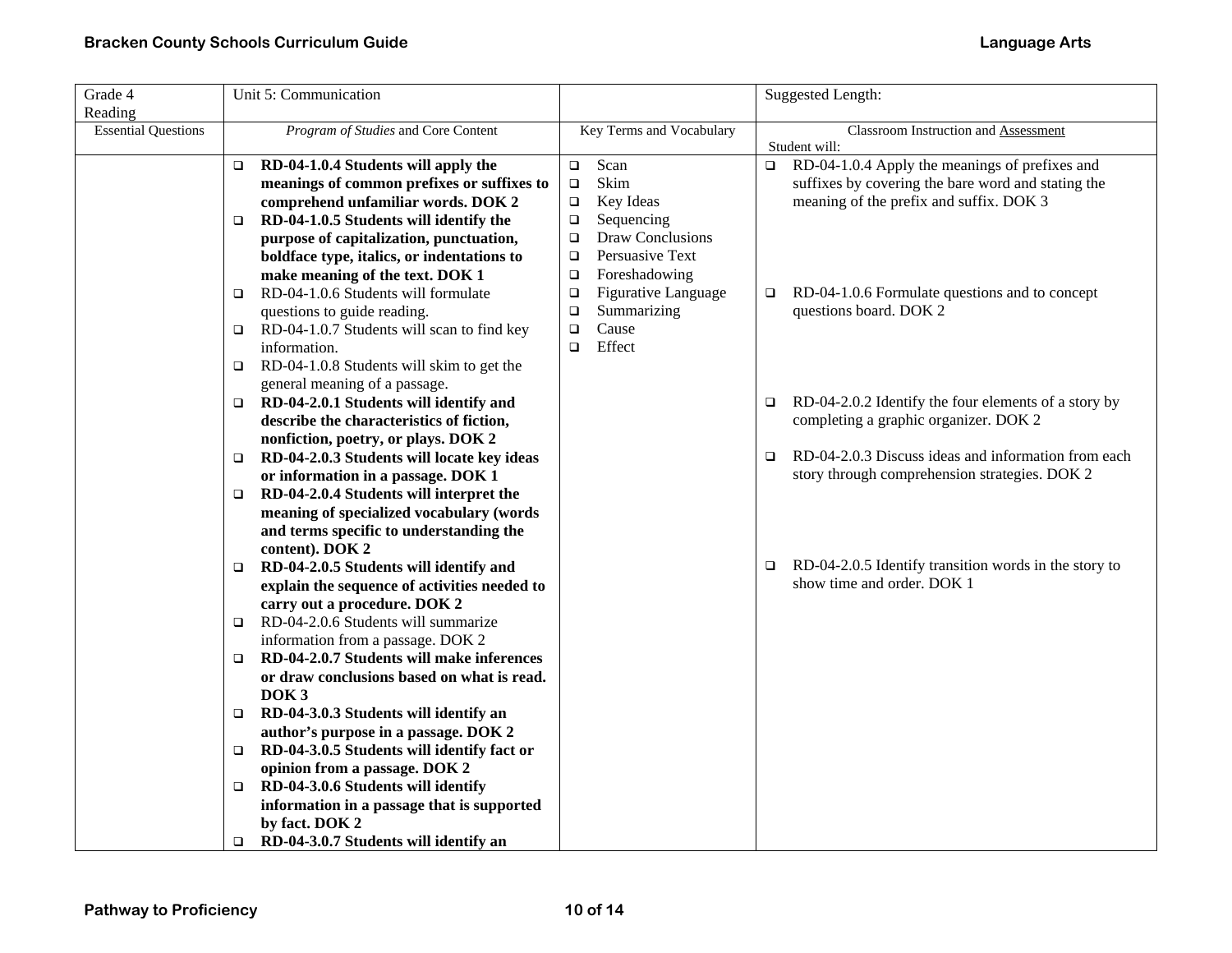| Grade 4<br>Reading | Unit 5: Communication | | Suggested Length: |
|---|---|---|---|
| Essential Questions | *Program of Studies* and Core Content | Key Terms and Vocabulary | Classroom Instruction and Assessment<br>Student will: |
| | ❑ **RD-04-1.0.4 Students will apply the meanings of common prefixes or suffixes to comprehend unfamiliar words. DOK 2**<br>❑ **RD-04-1.0.5 Students will identify the purpose of capitalization, punctuation, boldface type, italics, or indentations to make meaning of the text. DOK 1**<br>❑ RD-04-1.0.6 Students will formulate questions to guide reading.<br>❑ RD-04-1.0.7 Students will scan to find key information.<br>❑ RD-04-1.0.8 Students will skim to get the general meaning of a passage.<br>❑ **RD-04-2.0.1 Students will identify and describe the characteristics of fiction, nonfiction, poetry, or plays. DOK 2**<br>❑ **RD-04-2.0.3 Students will locate key ideas or information in a passage. DOK 1**<br>❑ **RD-04-2.0.4 Students will interpret the meaning of specialized vocabulary (words and terms specific to understanding the content). DOK 2**<br>❑ **RD-04-2.0.5 Students will identify and explain the sequence of activities needed to carry out a procedure. DOK 2**<br>❑ RD-04-2.0.6 Students will summarize information from a passage. DOK 2<br>❑ **RD-04-2.0.7 Students will make inferences or draw conclusions based on what is read. DOK 3**<br>❑ **RD-04-3.0.3 Students will identify an author's purpose in a passage. DOK 2**<br>❑ **RD-04-3.0.5 Students will identify fact or opinion from a passage. DOK 2**<br>❑ **RD-04-3.0.6 Students will identify information in a passage that is supported by fact. DOK 2**<br>❑ **RD-04-3.0.7 Students will identify an** | ❑ Scan<br>❑ Skim<br>❑ Key Ideas<br>❑ Sequencing<br>❑ Draw Conclusions<br>❑ Persuasive Text<br>❑ Foreshadowing<br>❑ Figurative Language<br>❑ Summarizing<br>❑ Cause<br>❑ Effect | ❑ RD-04-1.0.4 Apply the meanings of prefixes and suffixes by covering the bare word and stating the meaning of the prefix and suffix. DOK 3<br><br>❑ RD-04-1.0.6 Formulate questions and to concept questions board. DOK 2<br><br>❑ RD-04-2.0.2 Identify the four elements of a story by completing a graphic organizer. DOK 2<br><br>❑ RD-04-2.0.3 Discuss ideas and information from each story through comprehension strategies. DOK 2<br><br>❑ RD-04-2.0.5 Identify transition words in the story to show time and order. DOK 1 |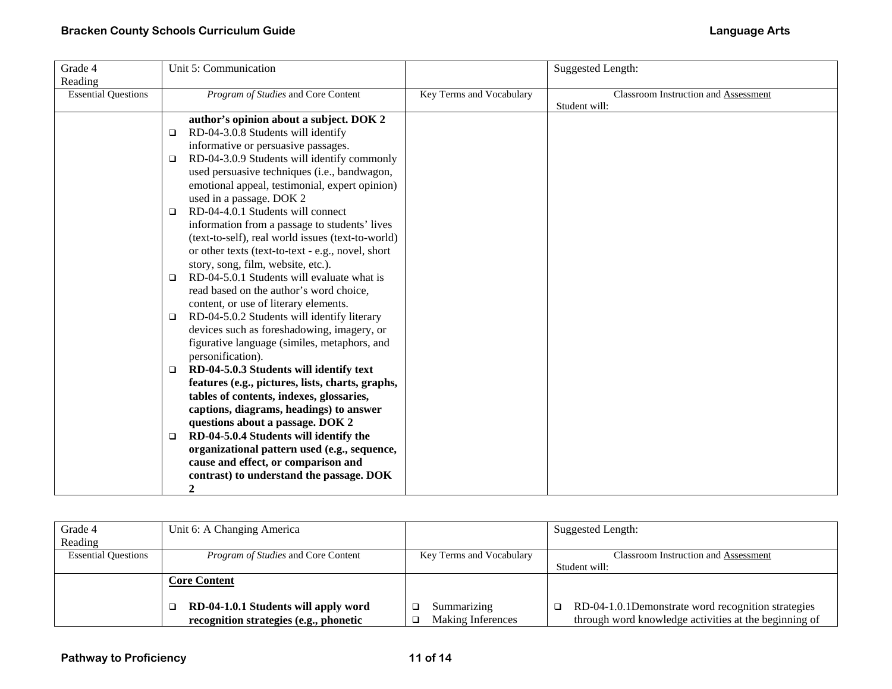| Grade 4 Reading | Unit 5: Communication | | Suggested Length: |
|---|---|---|---|
| Essential Questions | *Program of Studies* and Core Content | Key Terms and Vocabulary | Classroom Instruction and Assessment<br>Student will: |
| | **author's opinion about a subject. DOK 2**<br>❑ RD-04-3.0.8 Students will identify informative or persuasive passages.<br>❑ RD-04-3.0.9 Students will identify commonly used persuasive techniques (i.e., bandwagon, emotional appeal, testimonial, expert opinion) used in a passage. DOK 2<br>❑ RD-04-4.0.1 Students will connect information from a passage to students' lives (text-to-self), real world issues (text-to-world) or other texts (text-to-text - e.g., novel, short story, song, film, website, etc.).<br>❑ RD-04-5.0.1 Students will evaluate what is read based on the author's word choice, content, or use of literary elements.<br>❑ RD-04-5.0.2 Students will identify literary devices such as foreshadowing, imagery, or figurative language (similes, metaphors, and personification).<br>❑ **RD-04-5.0.3 Students will identify text features (e.g., pictures, lists, charts, graphs, tables of contents, indexes, glossaries, captions, diagrams, headings) to answer questions about a passage. DOK 2**<br>❑ **RD-04-5.0.4 Students will identify the organizational pattern used (e.g., sequence, cause and effect, or comparison and contrast) to understand the passage. DOK 2** | | |

| Grade 4 Reading | Unit 6: A Changing America | | Suggested Length: |
|---|---|---|---|
| Essential Questions | *Program of Studies* and Core Content | Key Terms and Vocabulary | Classroom Instruction and Assessment<br>Student will: |
| | **Core Content**<br><br>❑ **RD-04-1.0.1 Students will apply word recognition strategies (e.g., phonetic** | ❑ Summarizing<br>❑ Making Inferences | ❑ RD-04-1.0.1Demonstrate word recognition strategies through word knowledge activities at the beginning of |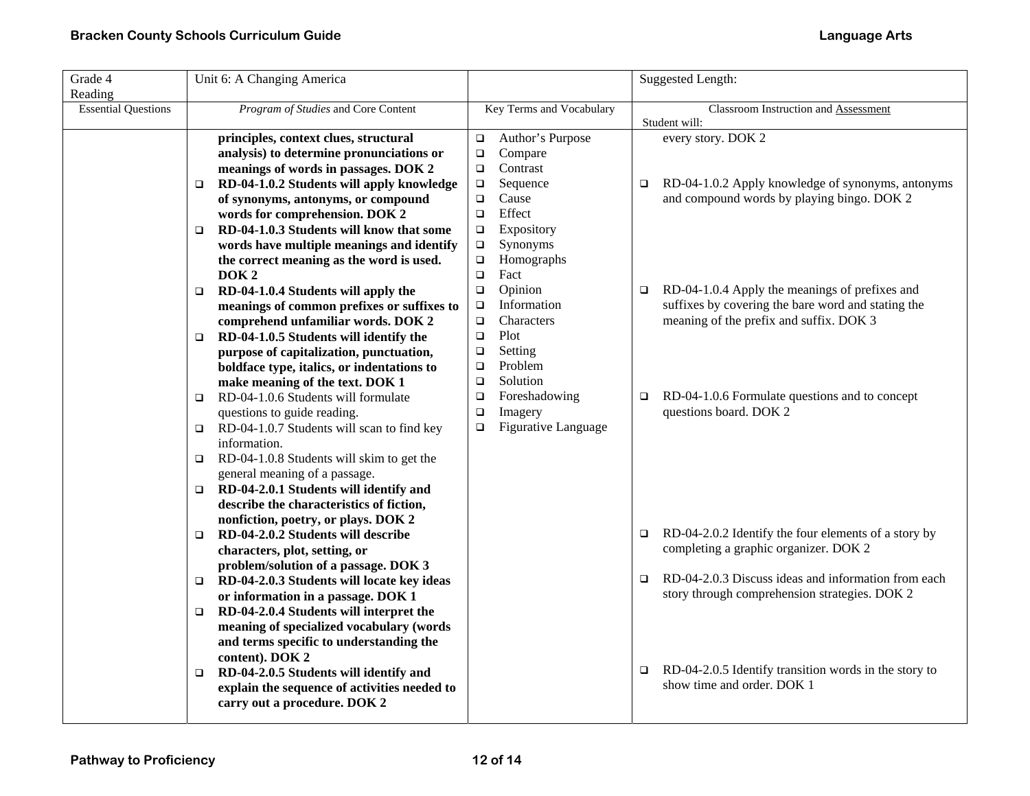| Grade 4 Reading | Unit 6: A Changing America | | Suggested Length: |
|---|---|---|---|
| Essential Questions | *Program of Studies* and Core Content | Key Terms and Vocabulary | Classroom Instruction and Assessment<br>Student will: |
| | **principles, context clues, structural analysis) to determine pronunciations or meanings of words in passages. DOK 2**<br>❑ **RD-04-1.0.2 Students will apply knowledge of synonyms, antonyms, or compound words for comprehension. DOK 2**<br>❑ **RD-04-1.0.3 Students will know that some words have multiple meanings and identify the correct meaning as the word is used. DOK 2**<br>❑ **RD-04-1.0.4 Students will apply the meanings of common prefixes or suffixes to comprehend unfamiliar words. DOK 2**<br>❑ **RD-04-1.0.5 Students will identify the purpose of capitalization, punctuation, boldface type, italics, or indentations to make meaning of the text. DOK 1**<br>❑ RD-04-1.0.6 Students will formulate questions to guide reading.<br>❑ RD-04-1.0.7 Students will scan to find key information.<br>❑ RD-04-1.0.8 Students will skim to get the general meaning of a passage.<br>❑ **RD-04-2.0.1 Students will identify and describe the characteristics of fiction, nonfiction, poetry, or plays. DOK 2**<br>❑ **RD-04-2.0.2 Students will describe characters, plot, setting, or problem/solution of a passage. DOK 3**<br>❑ **RD-04-2.0.3 Students will locate key ideas or information in a passage. DOK 1**<br>❑ **RD-04-2.0.4 Students will interpret the meaning of specialized vocabulary (words and terms specific to understanding the content). DOK 2**<br>❑ **RD-04-2.0.5 Students will identify and explain the sequence of activities needed to carry out a procedure. DOK 2** | ❑ Author's Purpose<br>❑ Compare<br>❑ Contrast<br>❑ Sequence<br>❑ Cause<br>❑ Effect<br>❑ Expository<br>❑ Synonyms<br>❑ Homographs<br>❑ Fact<br>❑ Opinion<br>❑ Information<br>❑ Characters<br>❑ Plot<br>❑ Setting<br>❑ Problem<br>❑ Solution<br>❑ Foreshadowing<br>❑ Imagery<br>❑ Figurative Language | every story. DOK 2<br>❑ RD-04-1.0.2 Apply knowledge of synonyms, antonyms and compound words by playing bingo. DOK 2<br>❑ RD-04-1.0.4 Apply the meanings of prefixes and suffixes by covering the bare word and stating the meaning of the prefix and suffix. DOK 3<br>❑ RD-04-1.0.6 Formulate questions and to concept questions board. DOK 2<br>❑ RD-04-2.0.2 Identify the four elements of a story by completing a graphic organizer. DOK 2<br>❑ RD-04-2.0.3 Discuss ideas and information from each story through comprehension strategies. DOK 2<br>❑ RD-04-2.0.5 Identify transition words in the story to show time and order. DOK 1 |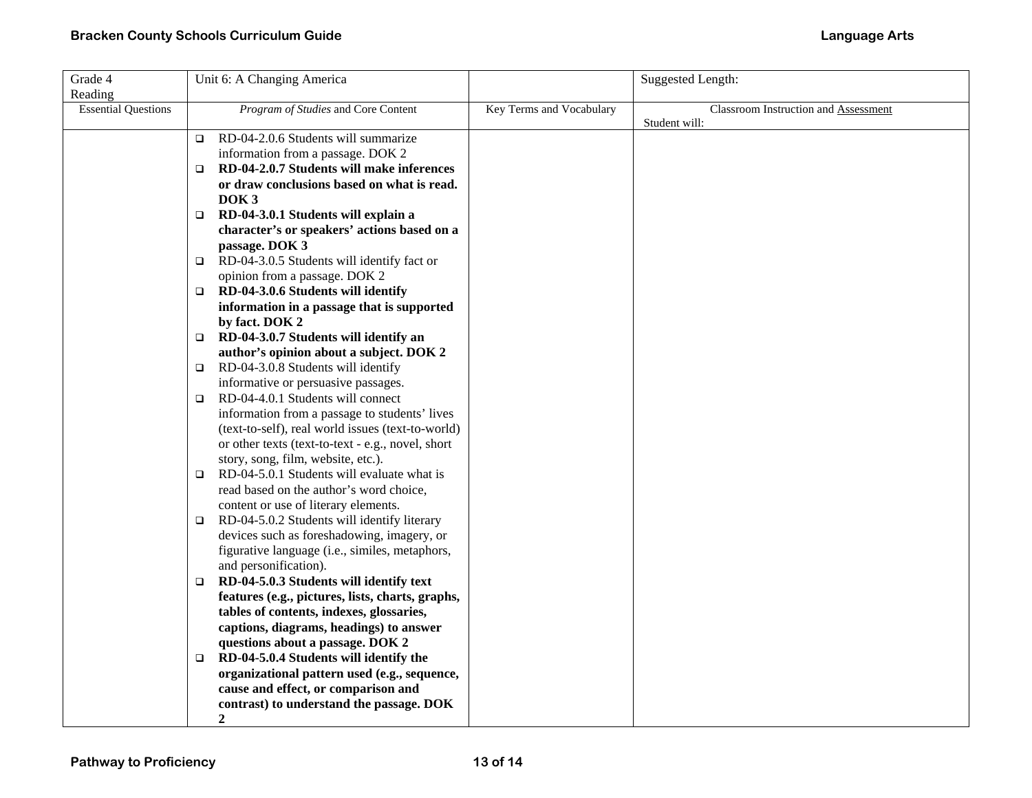| Grade 4 Reading | Unit 6: A Changing America | | Suggested Length: |
|---|---|---|---|
| Essential Questions | *Program of Studies* and Core Content | Key Terms and Vocabulary | Classroom Instruction and Assessment<br>Student will: |
| | ❑ RD-04-2.0.6 Students will summarize information from a passage. DOK 2<br>❑ **RD-04-2.0.7 Students will make inferences or draw conclusions based on what is read. DOK 3**<br>❑ **RD-04-3.0.1 Students will explain a character's or speakers' actions based on a passage. DOK 3**<br>❑ RD-04-3.0.5 Students will identify fact or opinion from a passage. DOK 2<br>❑ **RD-04-3.0.6 Students will identify information in a passage that is supported by fact. DOK 2**<br>❑ **RD-04-3.0.7 Students will identify an author's opinion about a subject. DOK 2**<br>❑ RD-04-3.0.8 Students will identify informative or persuasive passages.<br>❑ RD-04-4.0.1 Students will connect information from a passage to students' lives (text-to-self), real world issues (text-to-world) or other texts (text-to-text - e.g., novel, short story, song, film, website, etc.).<br>❑ RD-04-5.0.1 Students will evaluate what is read based on the author's word choice, content or use of literary elements.<br>❑ RD-04-5.0.2 Students will identify literary devices such as foreshadowing, imagery, or figurative language (i.e., similes, metaphors, and personification).<br>❑ **RD-04-5.0.3 Students will identify text features (e.g., pictures, lists, charts, graphs, tables of contents, indexes, glossaries, captions, diagrams, headings) to answer questions about a passage. DOK 2**<br>❑ **RD-04-5.0.4 Students will identify the organizational pattern used (e.g., sequence, cause and effect, or comparison and contrast) to understand the passage. DOK 2** | | |